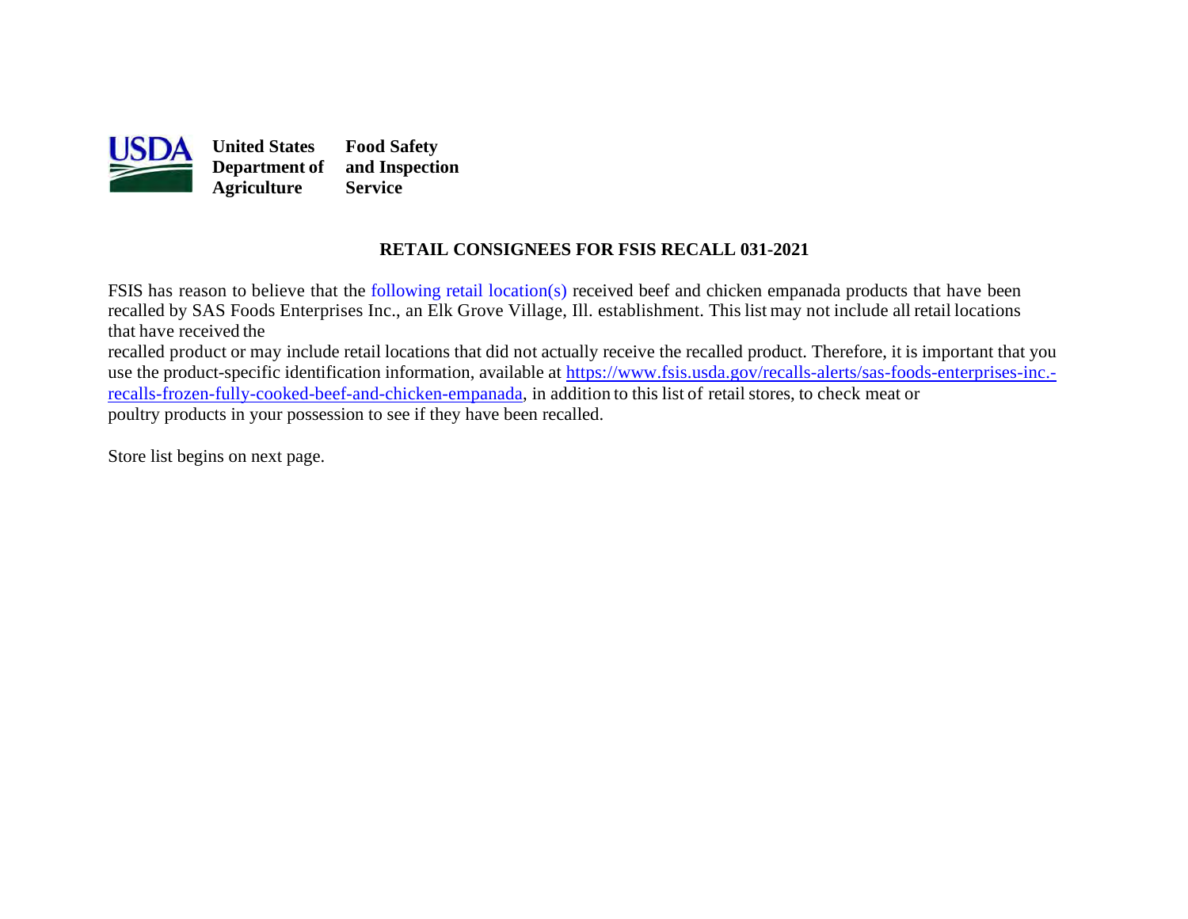**United States Department of Agriculture** | **Food Safety and Inspection Service**

## RETAIL CONSIGNEES FOR FSIS RECALL 031-2021

FSIS has reason to believe that the following retail location(s) received beef and chicken empanada products that have been recalled by SAS Foods Enterprises Inc., an Elk Grove Village, Ill. establishment. This list may not include all retail locations that have received the recalled product or may include retail locations that did not actually receive the recalled product. Therefore, it is important that you use the product-specific identification information, available at [https://www.fsis.usda.gov/recalls-alerts/sas-foods-enterprises-inc.-recalls-frozen-fully-cooked-beef-and-chicken-empanada](https://www.fsis.usda.gov/recalls-alerts/sas-foods-enterprises-inc.-recalls-frozen-fully-cooked-beef-and-chicken-empanada), in addition to this list of retail stores, to check meat or poultry products in your possession to see if they have been recalled.

Store list begins on next page.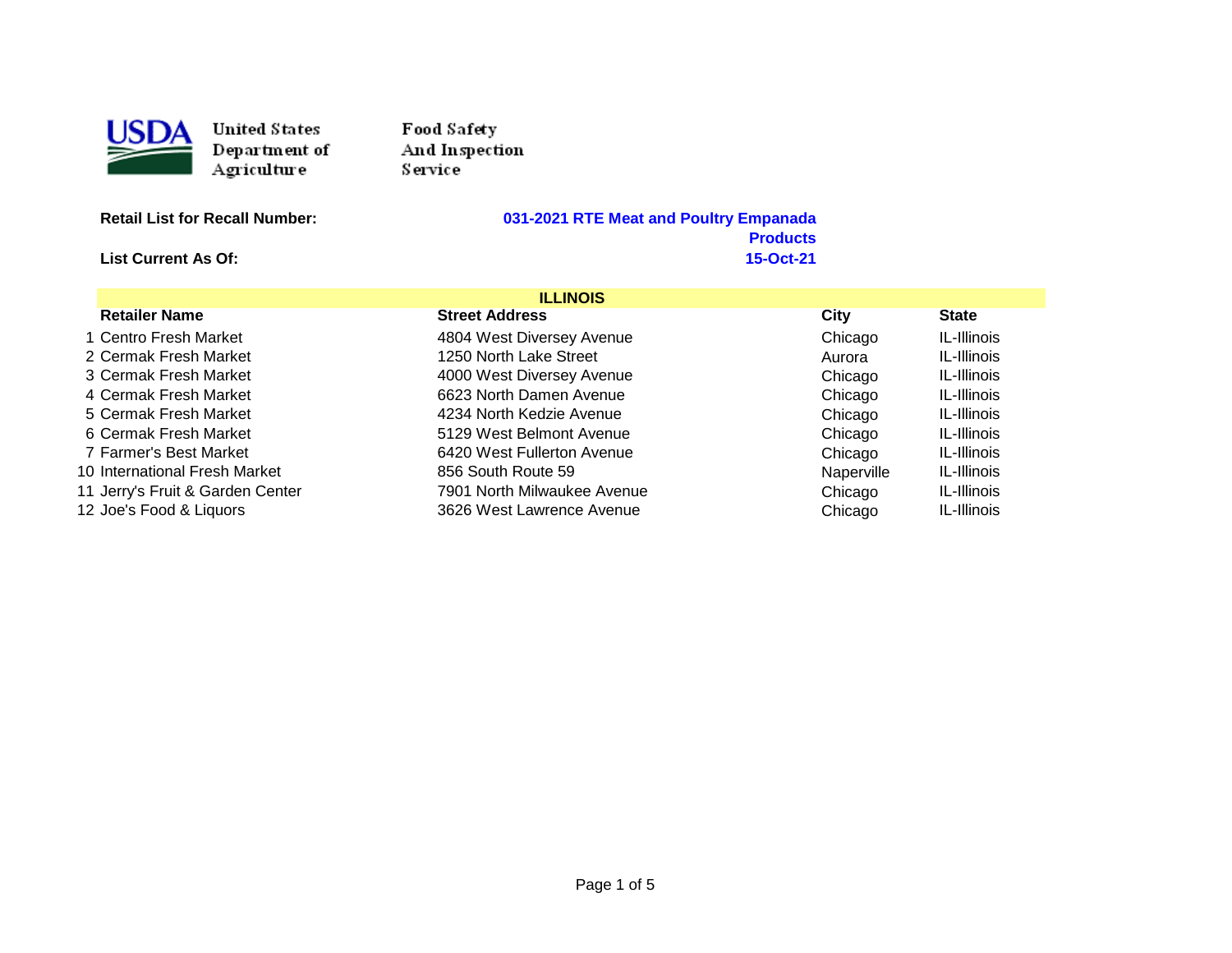United States Department of Agriculture

Food Safety And Inspection Service

**Retail List for Recall Number:** **031-2021 RTE Meat and Poultry Empanada Products**

**List Current As Of:** **15-Oct-21**

## ILLINOIS

| | Retailer Name | Street Address | City | State |
|---|---|---|---|---|
| 1 | Centro Fresh Market | 4804 West Diversey Avenue | Chicago | IL-Illinois |
| 2 | Cermak Fresh Market | 1250 North Lake Street | Aurora | IL-Illinois |
| 3 | Cermak Fresh Market | 4000 West Diversey Avenue | Chicago | IL-Illinois |
| 4 | Cermak Fresh Market | 6623 North Damen Avenue | Chicago | IL-Illinois |
| 5 | Cermak Fresh Market | 4234 North Kedzie Avenue | Chicago | IL-Illinois |
| 6 | Cermak Fresh Market | 5129 West Belmont Avenue | Chicago | IL-Illinois |
| 7 | Farmer's Best Market | 6420 West Fullerton Avenue | Chicago | IL-Illinois |
| 10 | International Fresh Market | 856 South Route 59 | Naperville | IL-Illinois |
| 11 | Jerry's Fruit & Garden Center | 7901 North Milwaukee Avenue | Chicago | IL-Illinois |
| 12 | Joe's Food & Liquors | 3626 West Lawrence Avenue | Chicago | IL-Illinois |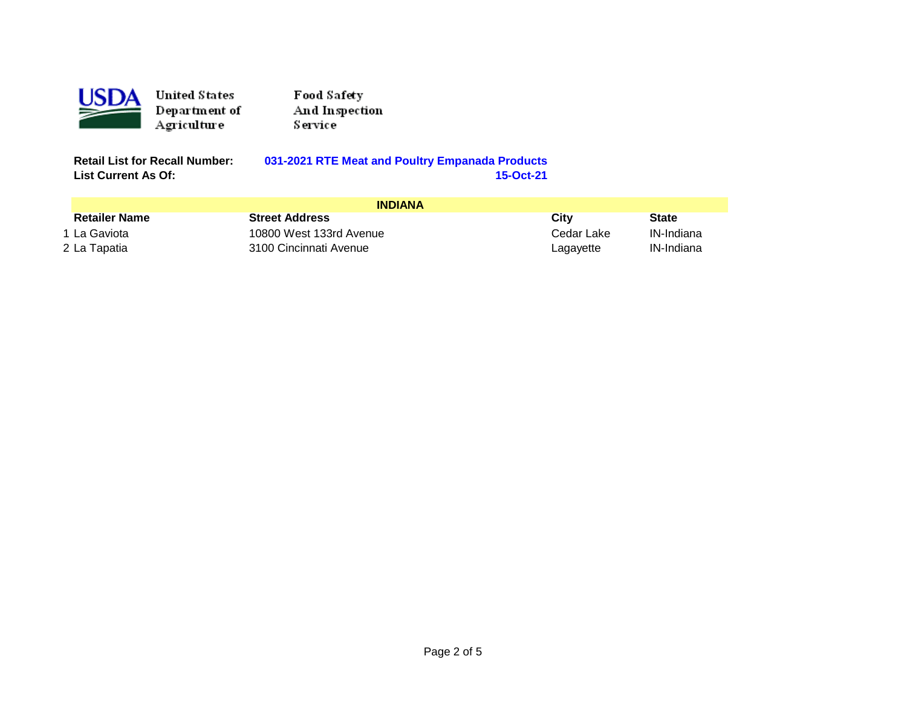United States Department of Agriculture

Food Safety And Inspection Service

**Retail List for Recall Number:** **031-2021 RTE Meat and Poultry Empanada Products**
**List Current As Of:** **15-Oct-21**

| | **INDIANA** | | | |
|---|---|---|---|---|
| | **Retailer Name** | **Street Address** | **City** | **State** |
| 1 | La Gaviota | 10800 West 133rd Avenue | Cedar Lake | IN-Indiana |
| 2 | La Tapatia | 3100 Cincinnati Avenue | Lagayette | IN-Indiana |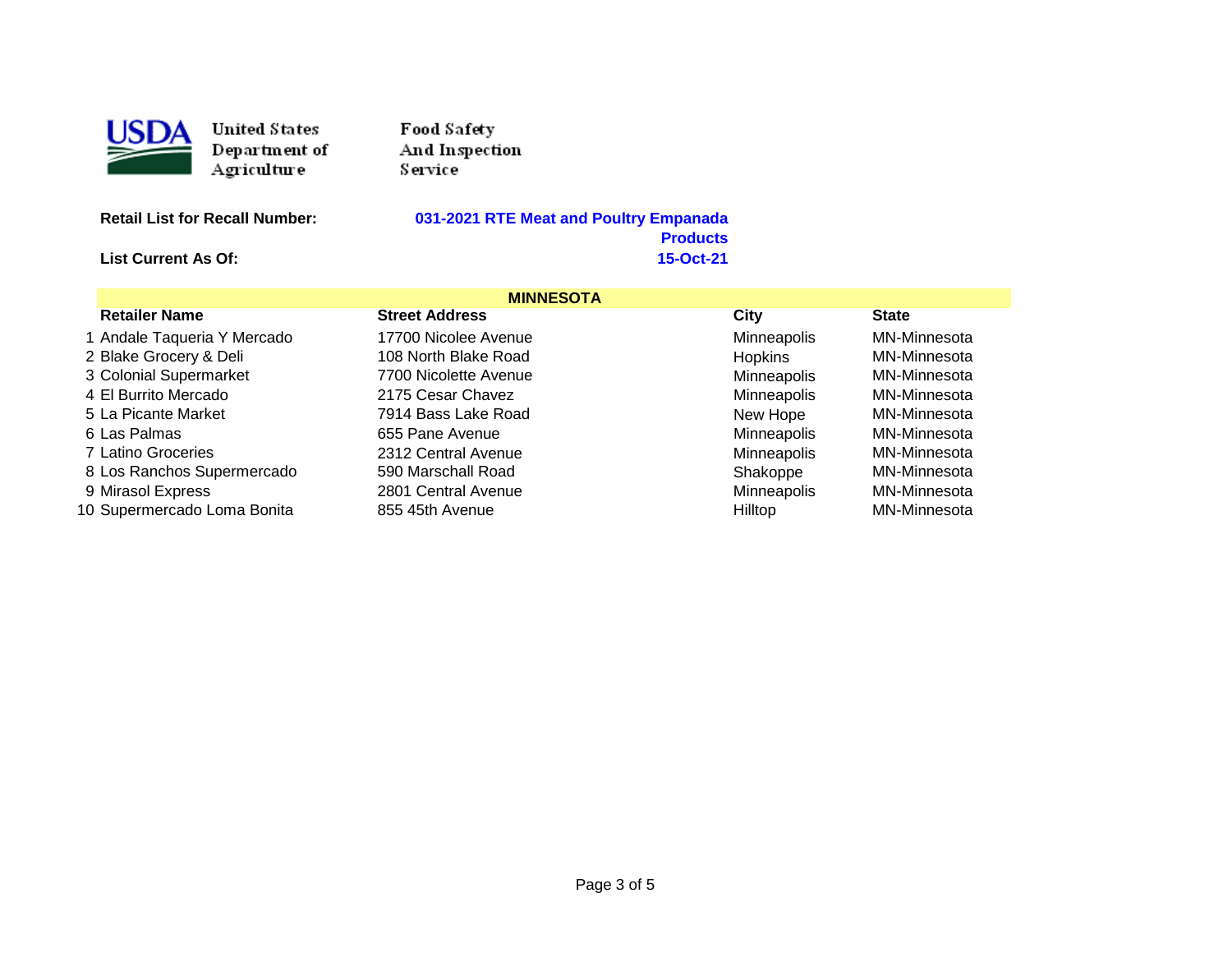**United States Department of Agriculture** — **Food Safety And Inspection Service**

**Retail List for Recall Number:** **031-2021 RTE Meat and Poultry Empanada Products**

**List Current As Of:** **15-Oct-21**

## MINNESOTA

| | Retailer Name | Street Address | City | State |
|---|---|---|---|---|
| 1 | Andale Taqueria Y Mercado | 17700 Nicolee Avenue | Minneapolis | MN-Minnesota |
| 2 | Blake Grocery & Deli | 108 North Blake Road | Hopkins | MN-Minnesota |
| 3 | Colonial Supermarket | 7700 Nicolette Avenue | Minneapolis | MN-Minnesota |
| 4 | El Burrito Mercado | 2175 Cesar Chavez | Minneapolis | MN-Minnesota |
| 5 | La Picante Market | 7914 Bass Lake Road | New Hope | MN-Minnesota |
| 6 | Las Palmas | 655 Pane Avenue | Minneapolis | MN-Minnesota |
| 7 | Latino Groceries | 2312 Central Avenue | Minneapolis | MN-Minnesota |
| 8 | Los Ranchos Supermercado | 590 Marschall Road | Shakoppe | MN-Minnesota |
| 9 | Mirasol Express | 2801 Central Avenue | Minneapolis | MN-Minnesota |
| 10 | Supermercado Loma Bonita | 855 45th Avenue | Hilltop | MN-Minnesota |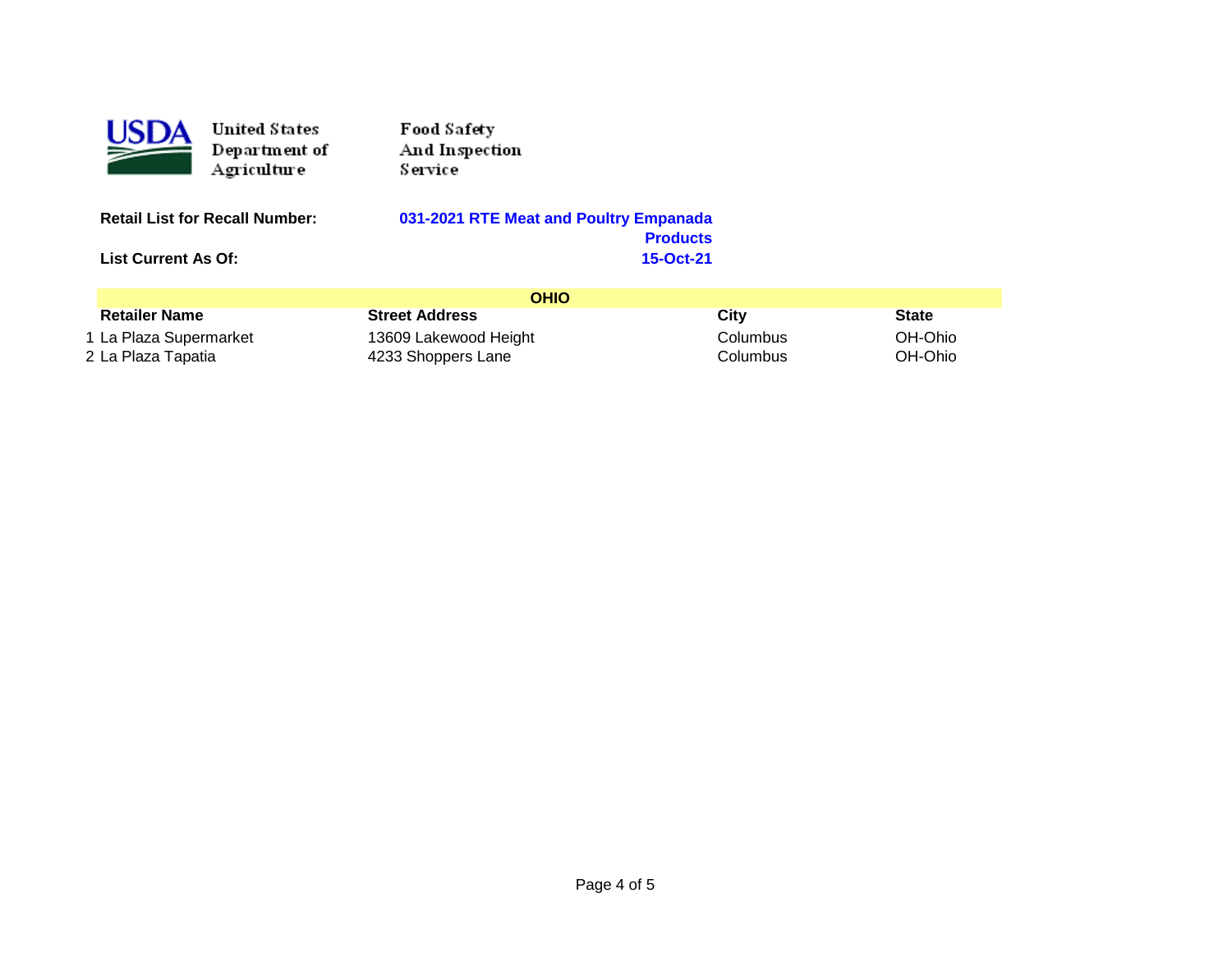United States Department of Agriculture

Food Safety And Inspection Service

**Retail List for Recall Number:** **031-2021 RTE Meat and Poultry Empanada Products**

**List Current As Of:** **15-Oct-21**

| | **OHIO** | | | |
|---|---|---|---|---|
| | **Retailer Name** | **Street Address** | **City** | **State** |
| 1 | La Plaza Supermarket | 13609 Lakewood Height | Columbus | OH-Ohio |
| 2 | La Plaza Tapatia | 4233 Shoppers Lane | Columbus | OH-Ohio |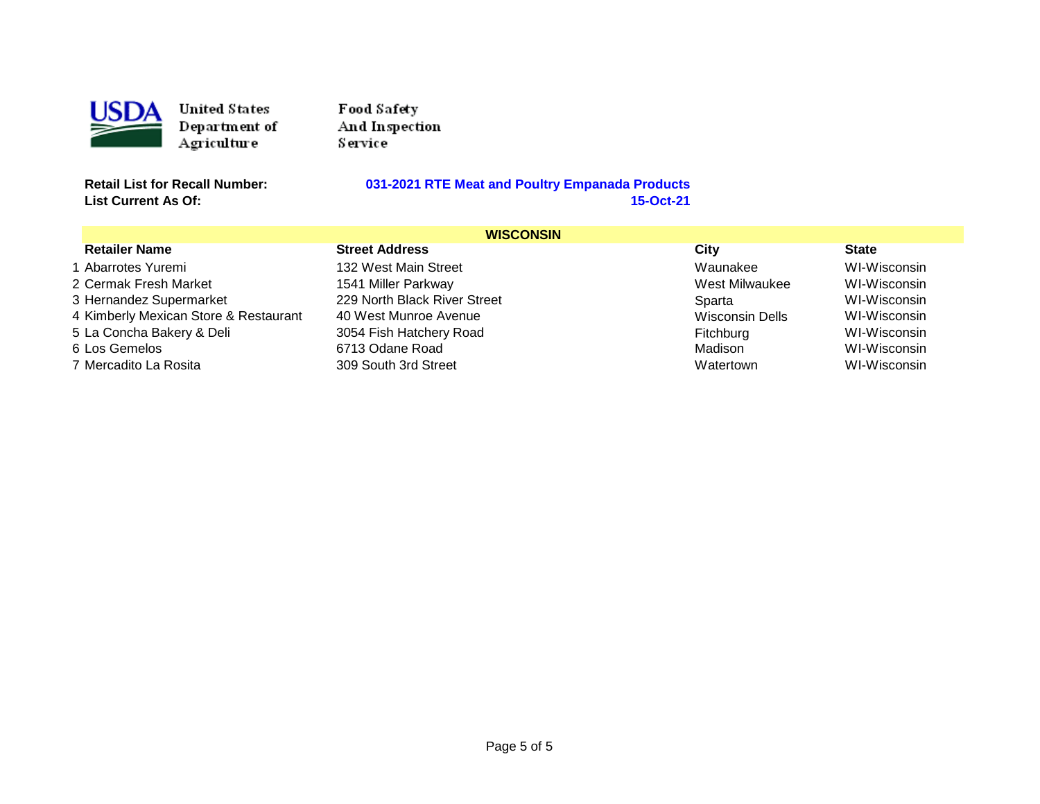United States Department of Agriculture

Food Safety And Inspection Service

**Retail List for Recall Number:** **031-2021 RTE Meat and Poultry Empanada Products**
**List Current As Of:** **15-Oct-21**

## WISCONSIN

| | Retailer Name | Street Address | City | State |
|---|---|---|---|---|
| 1 | Abarrotes Yuremi | 132 West Main Street | Waunakee | WI-Wisconsin |
| 2 | Cermak Fresh Market | 1541 Miller Parkway | West Milwaukee | WI-Wisconsin |
| 3 | Hernandez Supermarket | 229 North Black River Street | Sparta | WI-Wisconsin |
| 4 | Kimberly Mexican Store & Restaurant | 40 West Munroe Avenue | Wisconsin Dells | WI-Wisconsin |
| 5 | La Concha Bakery & Deli | 3054 Fish Hatchery Road | Fitchburg | WI-Wisconsin |
| 6 | Los Gemelos | 6713 Odane Road | Madison | WI-Wisconsin |
| 7 | Mercadito La Rosita | 309 South 3rd Street | Watertown | WI-Wisconsin |